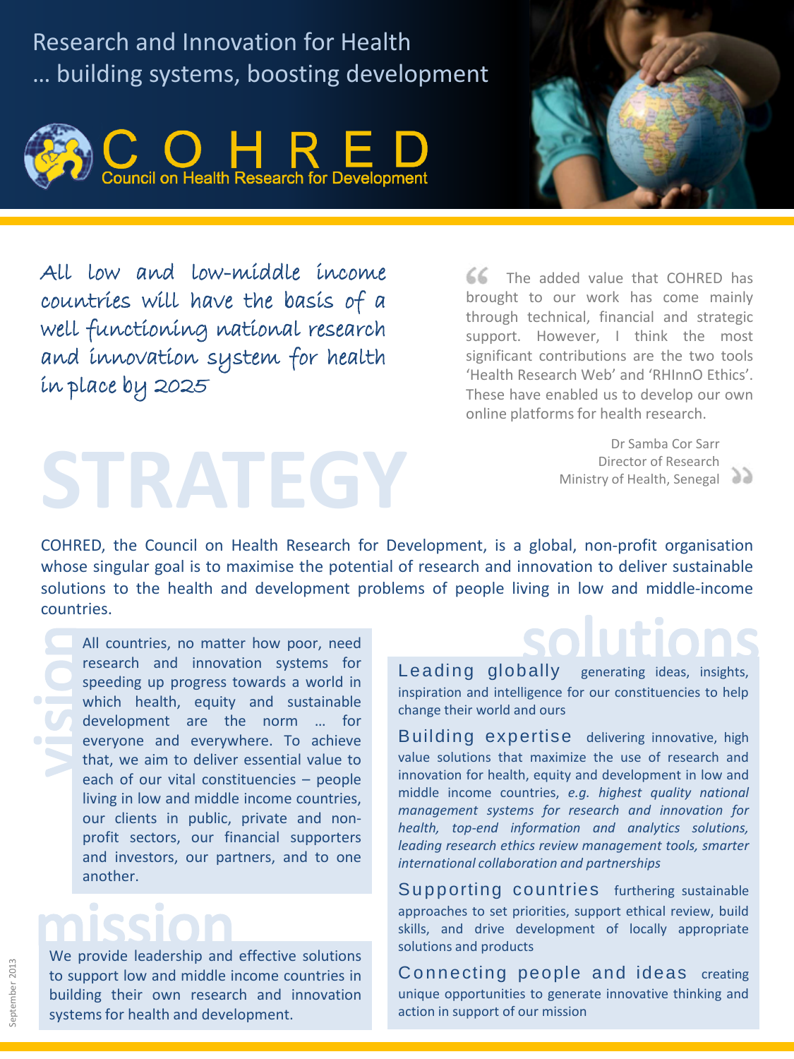# Research and Innovation for Health
## … building systems, boosting development

**COHRED**
Council on Health Research for Development

*All low and low-middle income countries will have the basis of a well functioning national research and innovation system for health in place by 2025*

> The added value that COHRED has brought to our work has come mainly through technical, financial and strategic support. However, I think the most significant contributions are the two tools 'Health Research Web' and 'RHInnO Ethics'. These have enabled us to develop our own online platforms for health research.
>
> Dr Samba Cor Sarr
> Director of Research
> Ministry of Health, Senegal

# STRATEGY

COHRED, the Council on Health Research for Development, is a global, non-profit organisation whose singular goal is to maximise the potential of research and innovation to deliver sustainable solutions to the health and development problems of people living in low and middle-income countries.

## vision

All countries, no matter how poor, need research and innovation systems for speeding up progress towards a world in which health, equity and sustainable development are the norm … for everyone and everywhere. To achieve that, we aim to deliver essential value to each of our vital constituencies – people living in low and middle income countries, our clients in public, private and non-profit sectors, our financial supporters and investors, our partners, and to one another.

## mission

We provide leadership and effective solutions to support low and middle income countries in building their own research and innovation systems for health and development.

## solutions

**Leading globally** generating ideas, insights, inspiration and intelligence for our constituencies to help change their world and ours

**Building expertise** delivering innovative, high value solutions that maximize the use of research and innovation for health, equity and development in low and middle income countries, *e.g. highest quality national management systems for research and innovation for health, top-end information and analytics solutions, leading research ethics review management tools, smarter international collaboration and partnerships*

**Supporting countries** furthering sustainable approaches to set priorities, support ethical review, build skills, and drive development of locally appropriate solutions and products

**Connecting people and ideas** creating unique opportunities to generate innovative thinking and action in support of our mission

September 2013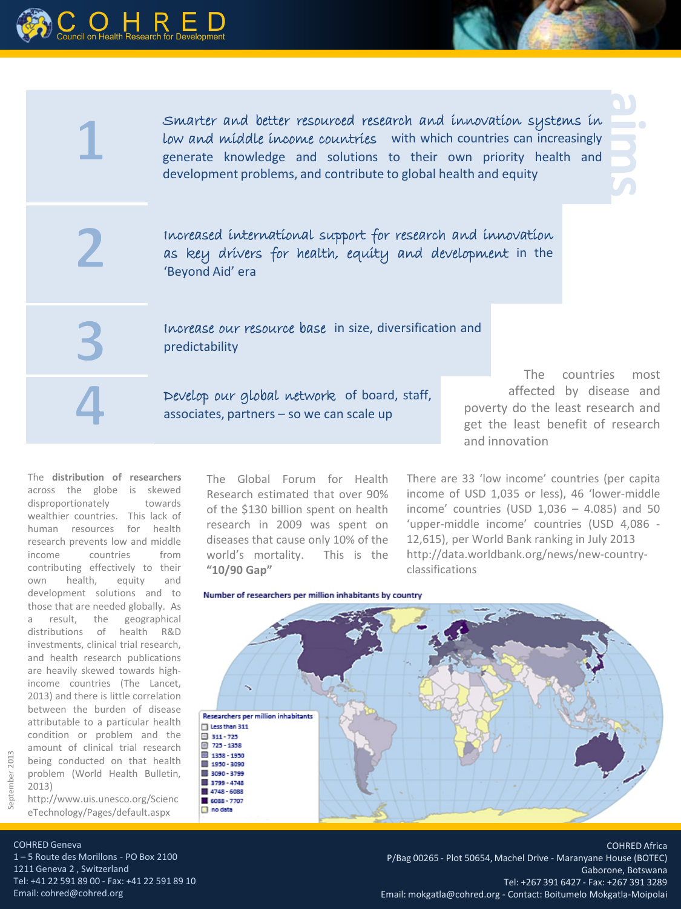# COHRED

Council on Health Research for Development

## aims

**1** *Smarter and better resourced research and innovation systems in low and middle income countries* with which countries can increasingly generate knowledge and solutions to their own priority health and development problems, and contribute to global health and equity

**2** *Increased international support for research and innovation as key drivers for health, equity and development* in the 'Beyond Aid' era

**3** *Increase our resource base* in size, diversification and predictability

**4** *Develop our global network* of board, staff, associates, partners – so we can scale up

The countries most affected by disease and poverty do the least research and get the least benefit of research and innovation

The **distribution of researchers** across the globe is skewed disproportionately towards wealthier countries. This lack of human resources for health research prevents low and middle income countries from contributing effectively to their own health, equity and development solutions and to those that are needed globally. As a result, the geographical distributions of health R&D investments, clinical trial research, and health research publications are heavily skewed towards high-income countries (The Lancet, 2013) and there is little correlation between the burden of disease attributable to a particular health condition or problem and the amount of clinical trial research being conducted on that health problem (World Health Bulletin, 2013)

http://www.uis.unesco.org/ScienceTechnology/Pages/default.aspx

The Global Forum for Health Research estimated that over 90% of the $130 billion spent on health research in 2009 was spent on diseases that cause only 10% of the world's mortality. This is the **"10/90 Gap"**

There are 33 'low income' countries (per capita income of USD 1,035 or less), 46 'lower-middle income' countries (USD 1,036 – 4.085) and 50 'upper-middle income' countries (USD 4,086 - 12,615), per World Bank ranking in July 2013 http://data.worldbank.org/news/new-country-classifications

Number of researchers per million inhabitants by country

Researchers per million inhabitants
Less than 311
311 - 725
725 - 1358
1358 - 1950
1950 - 3090
3090 - 3799
3799 - 4748
4748 - 6088
6088 - 7707
no data

September 2013

COHRED Geneva
1 – 5 Route des Morillons - PO Box 2100
1211 Geneva 2 , Switzerland
Tel: +41 22 591 89 00 - Fax: +41 22 591 89 10
Email: cohred@cohred.org

COHRED Africa
P/Bag 00265 - Plot 50654, Machel Drive - Maranyane House (BOTEC)
Gaborone, Botswana
Tel: +267 391 6427 - Fax: +267 391 3289
Email: mokgatla@cohred.org - Contact: Boitumelo Mokgatla-Moipolai